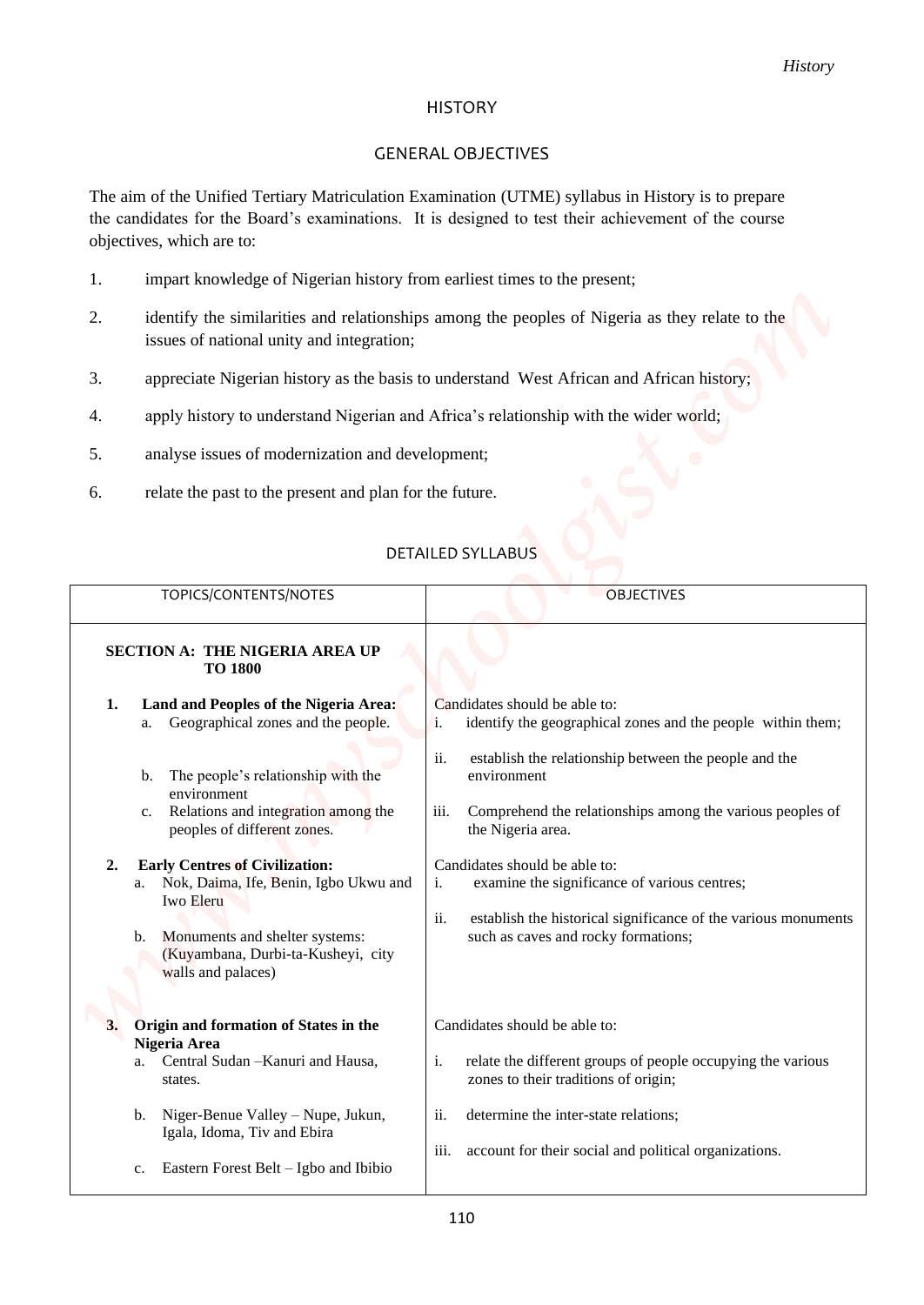# HISTORY

## GENERAL OBJECTIVES

The aim of the Unified Tertiary Matriculation Examination (UTME) syllabus in History is to prepare the candidates for the Board's examinations. It is designed to test their achievement of the course objectives, which are to:

1. impart knowledge of Nigerian history from earliest times to the present;
2. identify the similarities and relationships among the peoples of Nigeria as they relate to the issues of national unity and integration;
3. appreciate Nigerian history as the basis to understand West African and African history;
4. apply history to understand Nigerian and Africa's relationship with the wider world;
5. analyse issues of modernization and development;
6. relate the past to the present and plan for the future.

## DETAILED SYLLABUS

| TOPICS/CONTENTS/NOTES | OBJECTIVES |
|---|---|
| **SECTION A: THE NIGERIA AREA UP TO 1800** | |
| **1. Land and Peoples of the Nigeria Area:**<br>a. Geographical zones and the people.<br>b. The people's relationship with the environment<br>c. Relations and integration among the peoples of different zones. | Candidates should be able to:<br>i. identify the geographical zones and the people within them;<br>ii. establish the relationship between the people and the environment<br>iii. Comprehend the relationships among the various peoples of the Nigeria area. |
| **2. Early Centres of Civilization:**<br>a. Nok, Daima, Ife, Benin, Igbo Ukwu and Iwo Eleru<br>b. Monuments and shelter systems: (Kuyambana, Durbi-ta-Kusheyi, city walls and palaces) | Candidates should be able to:<br>i. examine the significance of various centres;<br>ii. establish the historical significance of the various monuments such as caves and rocky formations; |
| **3. Origin and formation of States in the Nigeria Area**<br>a. Central Sudan –Kanuri and Hausa, states.<br>b. Niger-Benue Valley – Nupe, Jukun, Igala, Idoma, Tiv and Ebira<br>c. Eastern Forest Belt – Igbo and Ibibio | Candidates should be able to:<br>i. relate the different groups of people occupying the various zones to their traditions of origin;<br>ii. determine the inter-state relations;<br>iii. account for their social and political organizations. |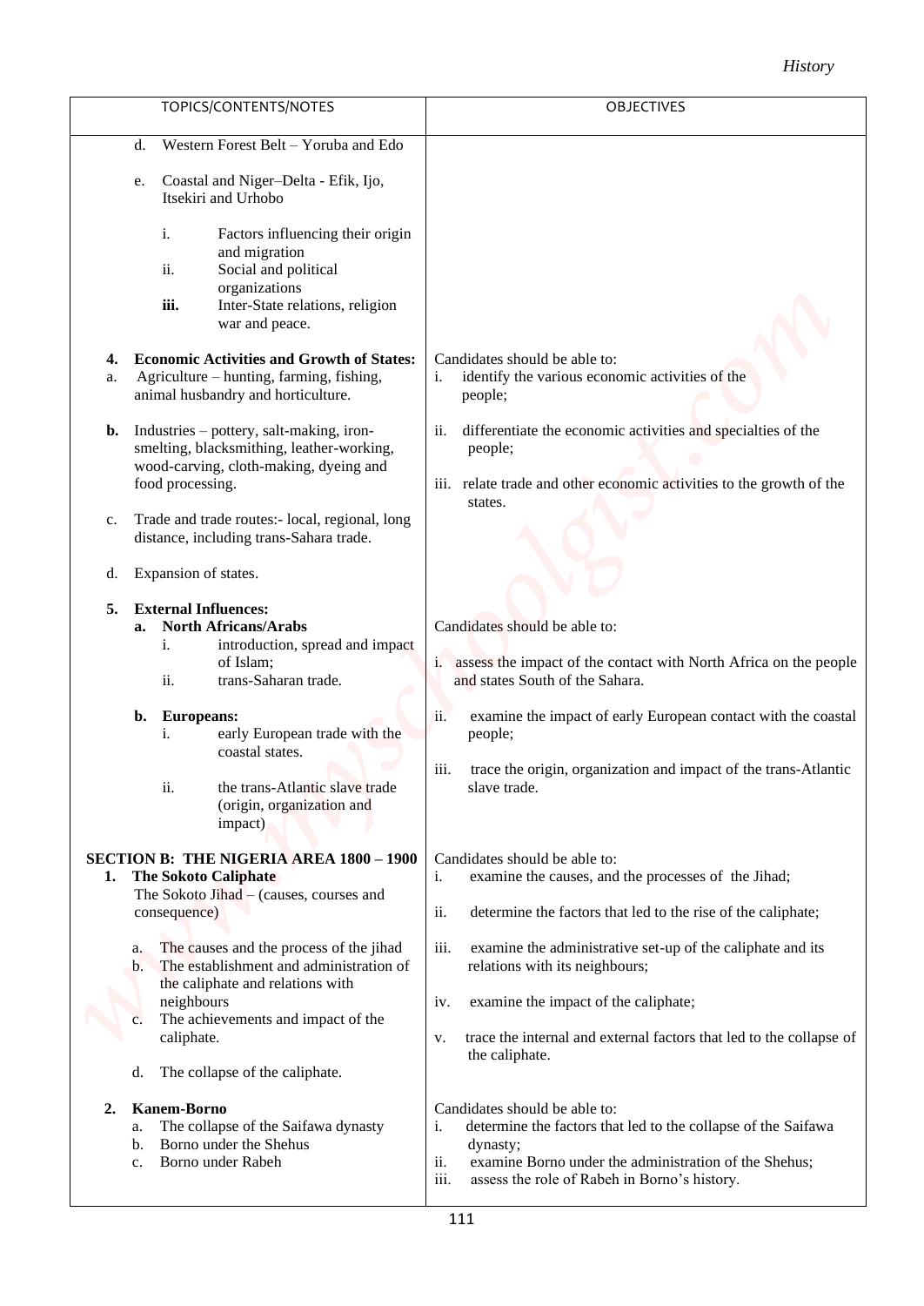| TOPICS/CONTENTS/NOTES | OBJECTIVES |
|---|---|
| d. Western Forest Belt – Yoruba and Edo<br><br>e. Coastal and Niger–Delta - Efik, Ijo, Itsekiri and Urhobo<br><br>i. Factors influencing their origin and migration<br>ii. Social and political organizations<br>**iii.** Inter-State relations, religion war and peace. | |
| **4. Economic Activities and Growth of States:**<br>a. Agriculture – hunting, farming, fishing, animal husbandry and horticulture.<br><br>**b.** Industries – pottery, salt-making, iron-smelting, blacksmithing, leather-working, wood-carving, cloth-making, dyeing and food processing.<br><br>c. Trade and trade routes:- local, regional, long distance, including trans-Sahara trade.<br><br>d. Expansion of states. | Candidates should be able to:<br>i. identify the various economic activities of the people;<br><br>ii. differentiate the economic activities and specialties of the people;<br><br>iii. relate trade and other economic activities to the growth of the states. |
| **5. External Influences:**<br>**a. North Africans/Arabs**<br>i. introduction, spread and impact of Islam;<br>ii. trans-Saharan trade.<br><br>**b. Europeans:**<br>i. early European trade with the coastal states.<br><br>ii. the trans-Atlantic slave trade (origin, organization and impact) | Candidates should be able to:<br><br>i. assess the impact of the contact with North Africa on the people and states South of the Sahara.<br><br>ii. examine the impact of early European contact with the coastal people;<br><br>iii. trace the origin, organization and impact of the trans-Atlantic slave trade. |
| **SECTION B: THE NIGERIA AREA 1800 – 1900**<br>**1. The Sokoto Caliphate**<br>The Sokoto Jihad – (causes, courses and consequence)<br><br>a. The causes and the process of the jihad<br>b. The establishment and administration of the caliphate and relations with neighbours<br>c. The achievements and impact of the caliphate.<br><br>d. The collapse of the caliphate. | Candidates should be able to:<br>i. examine the causes, and the processes of the Jihad;<br><br>ii. determine the factors that led to the rise of the caliphate;<br><br>iii. examine the administrative set-up of the caliphate and its relations with its neighbours;<br><br>iv. examine the impact of the caliphate;<br><br>v. trace the internal and external factors that led to the collapse of the caliphate. |
| **2. Kanem-Borno**<br>a. The collapse of the Saifawa dynasty<br>b. Borno under the Shehus<br>c. Borno under Rabeh | Candidates should be able to:<br>i. determine the factors that led to the collapse of the Saifawa dynasty;<br>ii. examine Borno under the administration of the Shehus;<br>iii. assess the role of Rabeh in Borno's history. |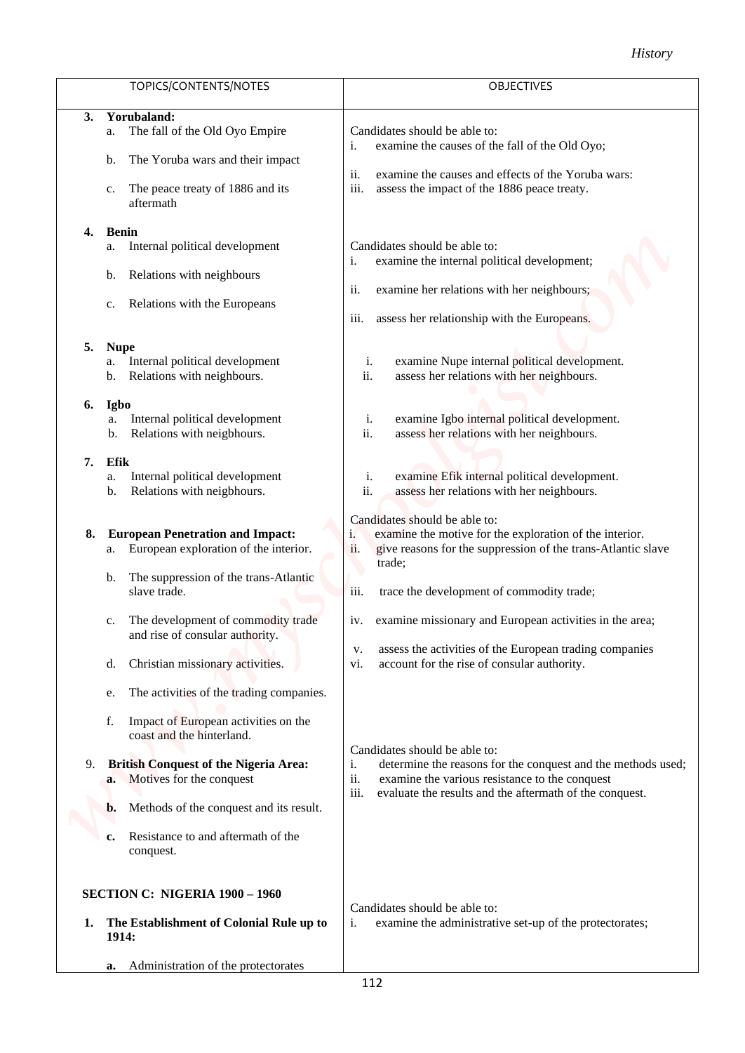| TOPICS/CONTENTS/NOTES | OBJECTIVES |
|---|---|
| **3. Yorubaland:**<br>a. The fall of the Old Oyo Empire<br>b. The Yoruba wars and their impact<br>c. The peace treaty of 1886 and its aftermath | Candidates should be able to:<br>i. examine the causes of the fall of the Old Oyo;<br>ii. examine the causes and effects of the Yoruba wars:<br>iii. assess the impact of the 1886 peace treaty. |
| **4. Benin**<br>a. Internal political development<br>b. Relations with neighbours<br>c. Relations with the Europeans | Candidates should be able to:<br>i. examine the internal political development;<br>ii. examine her relations with her neighbours;<br>iii. assess her relationship with the Europeans. |
| **5. Nupe**<br>a. Internal political development<br>b. Relations with neighbours. | i. examine Nupe internal political development.<br>ii. assess her relations with her neighbours. |
| **6. Igbo**<br>a. Internal political development<br>b. Relations with neigbhours. | i. examine Igbo internal political development.<br>ii. assess her relations with her neighbours. |
| **7. Efik**<br>a. Internal political development<br>b. Relations with neigbhours. | i. examine Efik internal political development.<br>ii. assess her relations with her neighbours. |
| **8. European Penetration and Impact:**<br>a. European exploration of the interior.<br>b. The suppression of the trans-Atlantic slave trade.<br>c. The development of commodity trade and rise of consular authority.<br>d. Christian missionary activities.<br>e. The activities of the trading companies.<br>f. Impact of European activities on the coast and the hinterland. | Candidates should be able to:<br>i. examine the motive for the exploration of the interior.<br>ii. give reasons for the suppression of the trans-Atlantic slave trade;<br>iii. trace the development of commodity trade;<br>iv. examine missionary and European activities in the area;<br>v. assess the activities of the European trading companies<br>vi. account for the rise of consular authority. |
| 9. **British Conquest of the Nigeria Area:**<br>**a.** Motives for the conquest<br>**b.** Methods of the conquest and its result.<br>**c.** Resistance to and aftermath of the conquest. | Candidates should be able to:<br>i. determine the reasons for the conquest and the methods used;<br>ii. examine the various resistance to the conquest<br>iii. evaluate the results and the aftermath of the conquest. |
| **SECTION C: NIGERIA 1900 – 1960**<br>**1. The Establishment of Colonial Rule up to 1914:**<br>**a.** Administration of the protectorates | Candidates should be able to:<br>i. examine the administrative set-up of the protectorates; |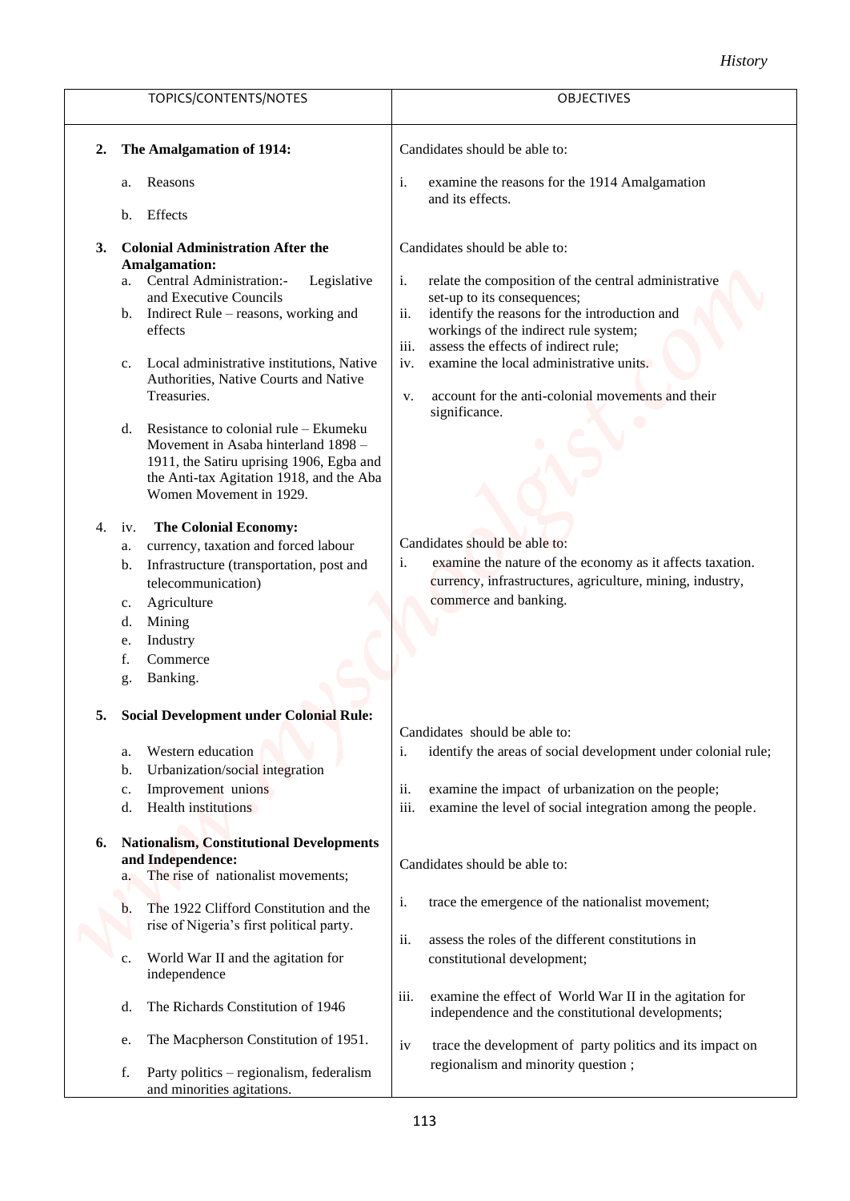| TOPICS/CONTENTS/NOTES | OBJECTIVES |
|---|---|
| **2. The Amalgamation of 1914:**<br>a. Reasons<br>b. Effects | Candidates should be able to:<br>i. examine the reasons for the 1914 Amalgamation and its effects. |
| **3. Colonial Administration After the Amalgamation:**<br>a. Central Administration:- Legislative and Executive Councils<br>b. Indirect Rule – reasons, working and effects<br>c. Local administrative institutions, Native Authorities, Native Courts and Native Treasuries.<br>d. Resistance to colonial rule – Ekumeku Movement in Asaba hinterland 1898 – 1911, the Satiru uprising 1906, Egba and the Anti-tax Agitation 1918, and the Aba Women Movement in 1929. | Candidates should be able to:<br>i. relate the composition of the central administrative set-up to its consequences;<br>ii. identify the reasons for the introduction and workings of the indirect rule system;<br>iii. assess the effects of indirect rule;<br>iv. examine the local administrative units.<br>v. account for the anti-colonial movements and their significance. |
| 4. iv. **The Colonial Economy:**<br>a. currency, taxation and forced labour<br>b. Infrastructure (transportation, post and telecommunication)<br>c. Agriculture<br>d. Mining<br>e. Industry<br>f. Commerce<br>g. Banking. | Candidates should be able to:<br>i. examine the nature of the economy as it affects taxation. currency, infrastructures, agriculture, mining, industry, commerce and banking. |
| **5. Social Development under Colonial Rule:**<br>a. Western education<br>b. Urbanization/social integration<br>c. Improvement unions<br>d. Health institutions | Candidates should be able to:<br>i. identify the areas of social development under colonial rule;<br>ii. examine the impact of urbanization on the people;<br>iii. examine the level of social integration among the people. |
| **6. Nationalism, Constitutional Developments and Independence:**<br>a. The rise of nationalist movements;<br>b. The 1922 Clifford Constitution and the rise of Nigeria's first political party.<br>c. World War II and the agitation for independence<br>d. The Richards Constitution of 1946<br>e. The Macpherson Constitution of 1951.<br>f. Party politics – regionalism, federalism and minorities agitations. | Candidates should be able to:<br>i. trace the emergence of the nationalist movement;<br>ii. assess the roles of the different constitutions in constitutional development;<br>iii. examine the effect of World War II in the agitation for independence and the constitutional developments;<br>iv trace the development of party politics and its impact on regionalism and minority question ; |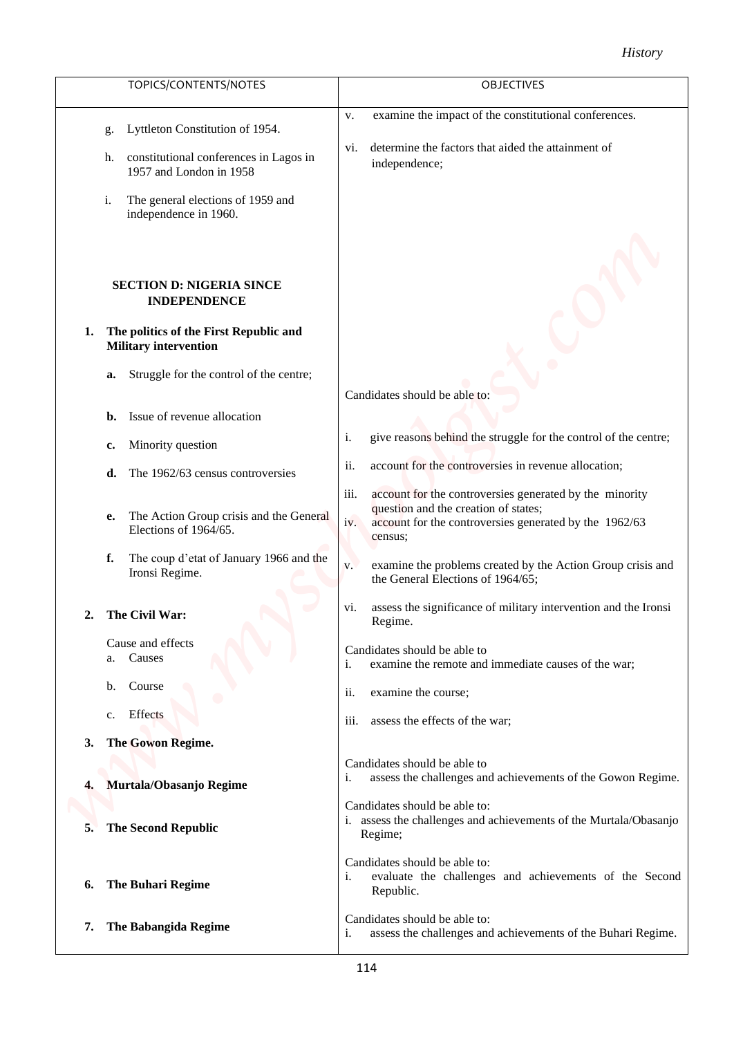| TOPICS/CONTENTS/NOTES | OBJECTIVES |
|---|---|
| g. Lyttleton Constitution of 1954.<br>h. constitutional conferences in Lagos in 1957 and London in 1958<br>i. The general elections of 1959 and independence in 1960. | v. examine the impact of the constitutional conferences.<br>vi. determine the factors that aided the attainment of independence; |
| **SECTION D: NIGERIA SINCE INDEPENDENCE** | |
| **1. The politics of the First Republic and Military intervention**<br>**a.** Struggle for the control of the centre;<br>**b.** Issue of revenue allocation<br>**c.** Minority question<br>**d.** The 1962/63 census controversies<br>**e.** The Action Group crisis and the General Elections of 1964/65.<br>**f.** The coup d'etat of January 1966 and the Ironsi Regime. | Candidates should be able to:<br>i. give reasons behind the struggle for the control of the centre;<br>ii. account for the controversies in revenue allocation;<br>iii. account for the controversies generated by the minority question and the creation of states;<br>iv. account for the controversies generated by the 1962/63 census;<br>v. examine the problems created by the Action Group crisis and the General Elections of 1964/65;<br>vi. assess the significance of military intervention and the Ironsi Regime. |
| **2. The Civil War:**<br>Cause and effects<br>a. Causes<br>b. Course<br>c. Effects | Candidates should be able to<br>i. examine the remote and immediate causes of the war;<br>ii. examine the course;<br>iii. assess the effects of the war; |
| **3. The Gowon Regime.** | Candidates should be able to<br>i. assess the challenges and achievements of the Gowon Regime. |
| **4. Murtala/Obasanjo Regime** | Candidates should be able to:<br>i. assess the challenges and achievements of the Murtala/Obasanjo Regime; |
| **5. The Second Republic** | Candidates should be able to:<br>i. evaluate the challenges and achievements of the Second Republic. |
| **6. The Buhari Regime** | Candidates should be able to:<br>i. assess the challenges and achievements of the Buhari Regime. |
| **7. The Babangida Regime** | |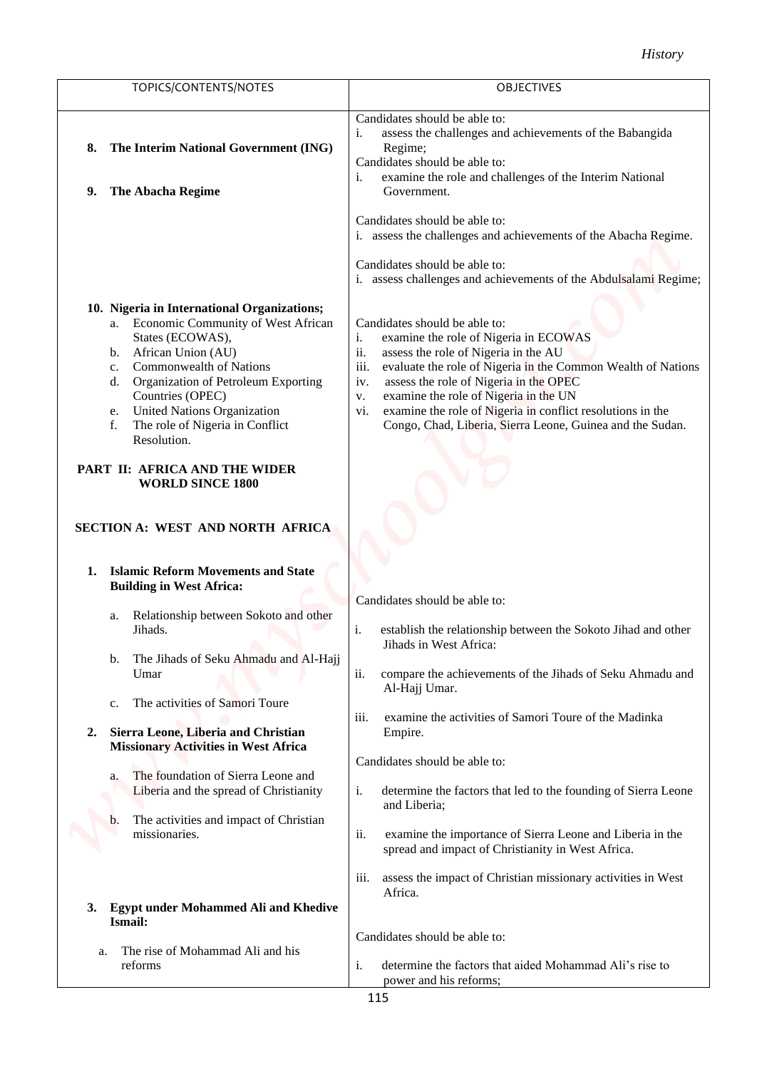| TOPICS/CONTENTS/NOTES | OBJECTIVES |
|---|---|
| | Candidates should be able to:<br>i. assess the challenges and achievements of the Babangida Regime; |
| **8. The Interim National Government (ING)** | Candidates should be able to:<br>i. examine the role and challenges of the Interim National Government. |
| **9. The Abacha Regime** | Candidates should be able to:<br>i. assess the challenges and achievements of the Abacha Regime. |
| | Candidates should be able to:<br>i. assess challenges and achievements of the Abdulsalami Regime; |
| **10. Nigeria in International Organizations;**<br>a. Economic Community of West African States (ECOWAS),<br>b. African Union (AU)<br>c. Commonwealth of Nations<br>d. Organization of Petroleum Exporting Countries (OPEC)<br>e. United Nations Organization<br>f. The role of Nigeria in Conflict Resolution. | Candidates should be able to:<br>i. examine the role of Nigeria in ECOWAS<br>ii. assess the role of Nigeria in the AU<br>iii. evaluate the role of Nigeria in the Common Wealth of Nations<br>iv. assess the role of Nigeria in the OPEC<br>v. examine the role of Nigeria in the UN<br>vi. examine the role of Nigeria in conflict resolutions in the Congo, Chad, Liberia, Sierra Leone, Guinea and the Sudan. |
| **PART II: AFRICA AND THE WIDER WORLD SINCE 1800** | |
| **SECTION A: WEST AND NORTH AFRICA** | |
| **1. Islamic Reform Movements and State Building in West Africa:**<br>a. Relationship between Sokoto and other Jihads.<br>b. The Jihads of Seku Ahmadu and Al-Hajj Umar<br>c. The activities of Samori Toure | Candidates should be able to:<br>i. establish the relationship between the Sokoto Jihad and other Jihads in West Africa:<br>ii. compare the achievements of the Jihads of Seku Ahmadu and Al-Hajj Umar.<br>iii. examine the activities of Samori Toure of the Madinka Empire. |
| **2. Sierra Leone, Liberia and Christian Missionary Activities in West Africa**<br>a. The foundation of Sierra Leone and Liberia and the spread of Christianity<br>b. The activities and impact of Christian missionaries. | Candidates should be able to:<br>i. determine the factors that led to the founding of Sierra Leone and Liberia;<br>ii. examine the importance of Sierra Leone and Liberia in the spread and impact of Christianity in West Africa.<br>iii. assess the impact of Christian missionary activities in West Africa. |
| **3. Egypt under Mohammed Ali and Khedive Ismail:**<br>a. The rise of Mohammad Ali and his reforms | Candidates should be able to:<br>i. determine the factors that aided Mohammad Ali's rise to power and his reforms; |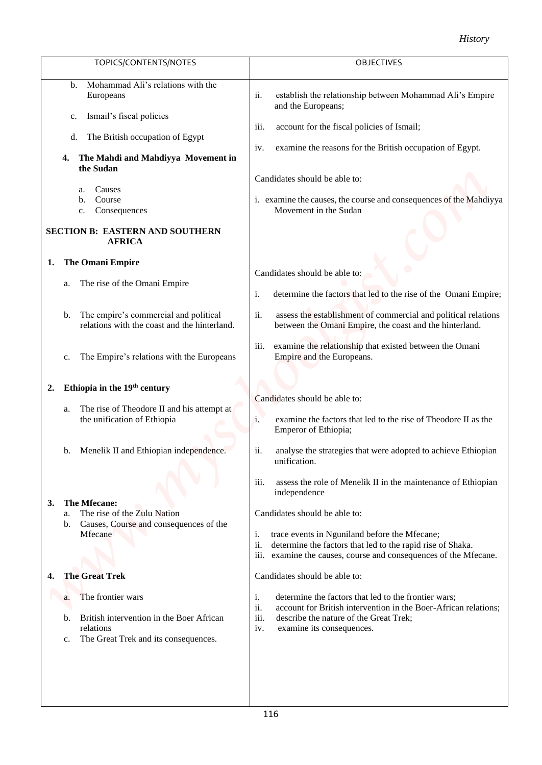| TOPICS/CONTENTS/NOTES | OBJECTIVES |
| --- | --- |
| b. Mohammad Ali's relations with the Europeans | ii. establish the relationship between Mohammad Ali's Empire and the Europeans; |
| c. Ismail's fiscal policies | iii. account for the fiscal policies of Ismail; |
| d. The British occupation of Egypt | iv. examine the reasons for the British occupation of Egypt. |
| **4. The Mahdi and Mahdiyya Movement in the Sudan** | Candidates should be able to: |
| a. Causes<br>b. Course<br>c. Consequences | i. examine the causes, the course and consequences of the Mahdiyya Movement in the Sudan |
| **SECTION B: EASTERN AND SOUTHERN AFRICA** | |
| **1. The Omani Empire** | Candidates should be able to: |
| a. The rise of the Omani Empire | i. determine the factors that led to the rise of the Omani Empire; |
| b. The empire's commercial and political relations with the coast and the hinterland. | ii. assess the establishment of commercial and political relations between the Omani Empire, the coast and the hinterland. |
| c. The Empire's relations with the Europeans | iii. examine the relationship that existed between the Omani Empire and the Europeans. |
| **2. Ethiopia in the 19th century** | Candidates should be able to: |
| a. The rise of Theodore II and his attempt at the unification of Ethiopia | i. examine the factors that led to the rise of Theodore II as the Emperor of Ethiopia; |
| b. Menelik II and Ethiopian independence. | ii. analyse the strategies that were adopted to achieve Ethiopian unification. |
| | iii. assess the role of Menelik II in the maintenance of Ethiopian independence |
| **3. The Mfecane:**<br>a. The rise of the Zulu Nation<br>b. Causes, Course and consequences of the Mfecane | Candidates should be able to:<br>i. trace events in Nguniland before the Mfecane;<br>ii. determine the factors that led to the rapid rise of Shaka.<br>iii. examine the causes, course and consequences of the Mfecane. |
| **4. The Great Trek** | Candidates should be able to: |
| a. The frontier wars<br>b. British intervention in the Boer African relations<br>c. The Great Trek and its consequences. | i. determine the factors that led to the frontier wars;<br>ii. account for British intervention in the Boer-African relations;<br>iii. describe the nature of the Great Trek;<br>iv. examine its consequences. |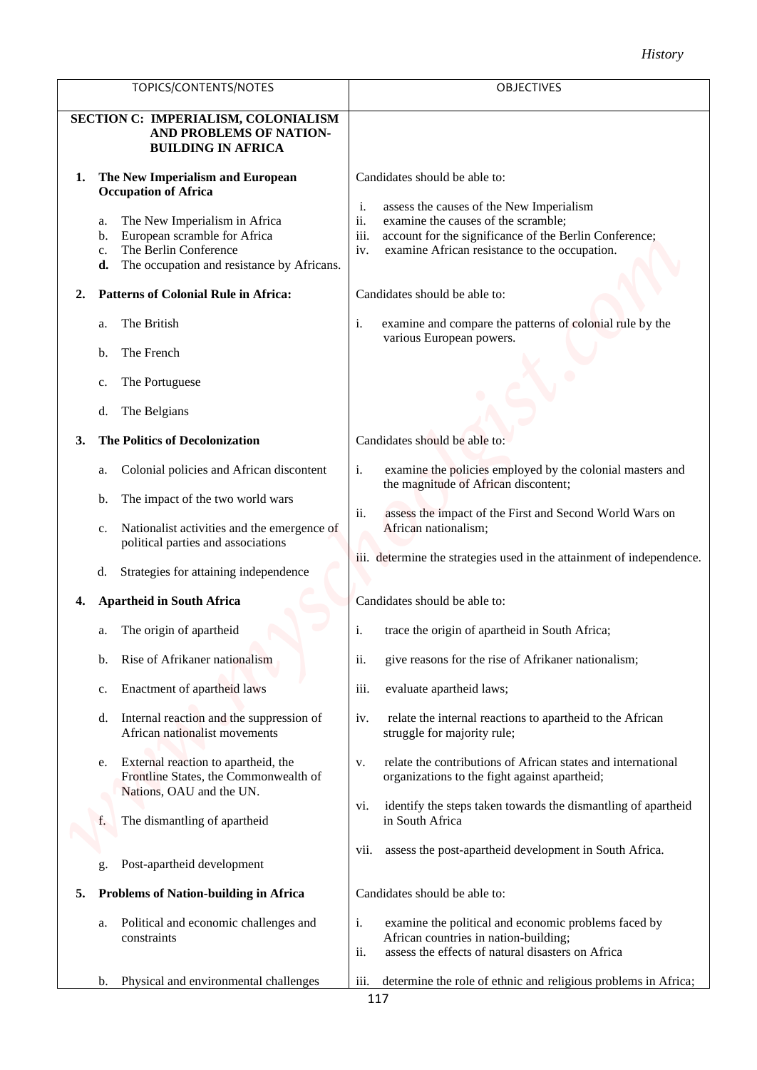| TOPICS/CONTENTS/NOTES | OBJECTIVES |
|---|---|
| **SECTION C: IMPERIALISM, COLONIALISM AND PROBLEMS OF NATION-BUILDING IN AFRICA** | |
| **1. The New Imperialism and European Occupation of Africa**<br><br>a. The New Imperialism in Africa<br>b. European scramble for Africa<br>c. The Berlin Conference<br>**d.** The occupation and resistance by Africans. | Candidates should be able to:<br><br>i. assess the causes of the New Imperialism<br>ii. examine the causes of the scramble;<br>iii. account for the significance of the Berlin Conference;<br>iv. examine African resistance to the occupation. |
| **2. Patterns of Colonial Rule in Africa:**<br><br>a. The British<br>b. The French<br>c. The Portuguese<br>d. The Belgians | Candidates should be able to:<br><br>i. examine and compare the patterns of colonial rule by the various European powers. |
| **3. The Politics of Decolonization**<br><br>a. Colonial policies and African discontent<br>b. The impact of the two world wars<br>c. Nationalist activities and the emergence of political parties and associations<br>d. Strategies for attaining independence | Candidates should be able to:<br><br>i. examine the policies employed by the colonial masters and the magnitude of African discontent;<br>ii. assess the impact of the First and Second World Wars on African nationalism;<br>iii. determine the strategies used in the attainment of independence. |
| **4. Apartheid in South Africa**<br><br>a. The origin of apartheid<br>b. Rise of Afrikaner nationalism<br>c. Enactment of apartheid laws<br>d. Internal reaction and the suppression of African nationalist movements<br>e. External reaction to apartheid, the Frontline States, the Commonwealth of Nations, OAU and the UN.<br>f. The dismantling of apartheid<br>g. Post-apartheid development | Candidates should be able to:<br><br>i. trace the origin of apartheid in South Africa;<br>ii. give reasons for the rise of Afrikaner nationalism;<br>iii. evaluate apartheid laws;<br>iv. relate the internal reactions to apartheid to the African struggle for majority rule;<br>v. relate the contributions of African states and international organizations to the fight against apartheid;<br>vi. identify the steps taken towards the dismantling of apartheid in South Africa<br>vii. assess the post-apartheid development in South Africa. |
| **5. Problems of Nation-building in Africa**<br><br>a. Political and economic challenges and constraints<br>b. Physical and environmental challenges | Candidates should be able to:<br><br>i. examine the political and economic problems faced by African countries in nation-building;<br>ii. assess the effects of natural disasters on Africa<br>iii. determine the role of ethnic and religious problems in Africa; |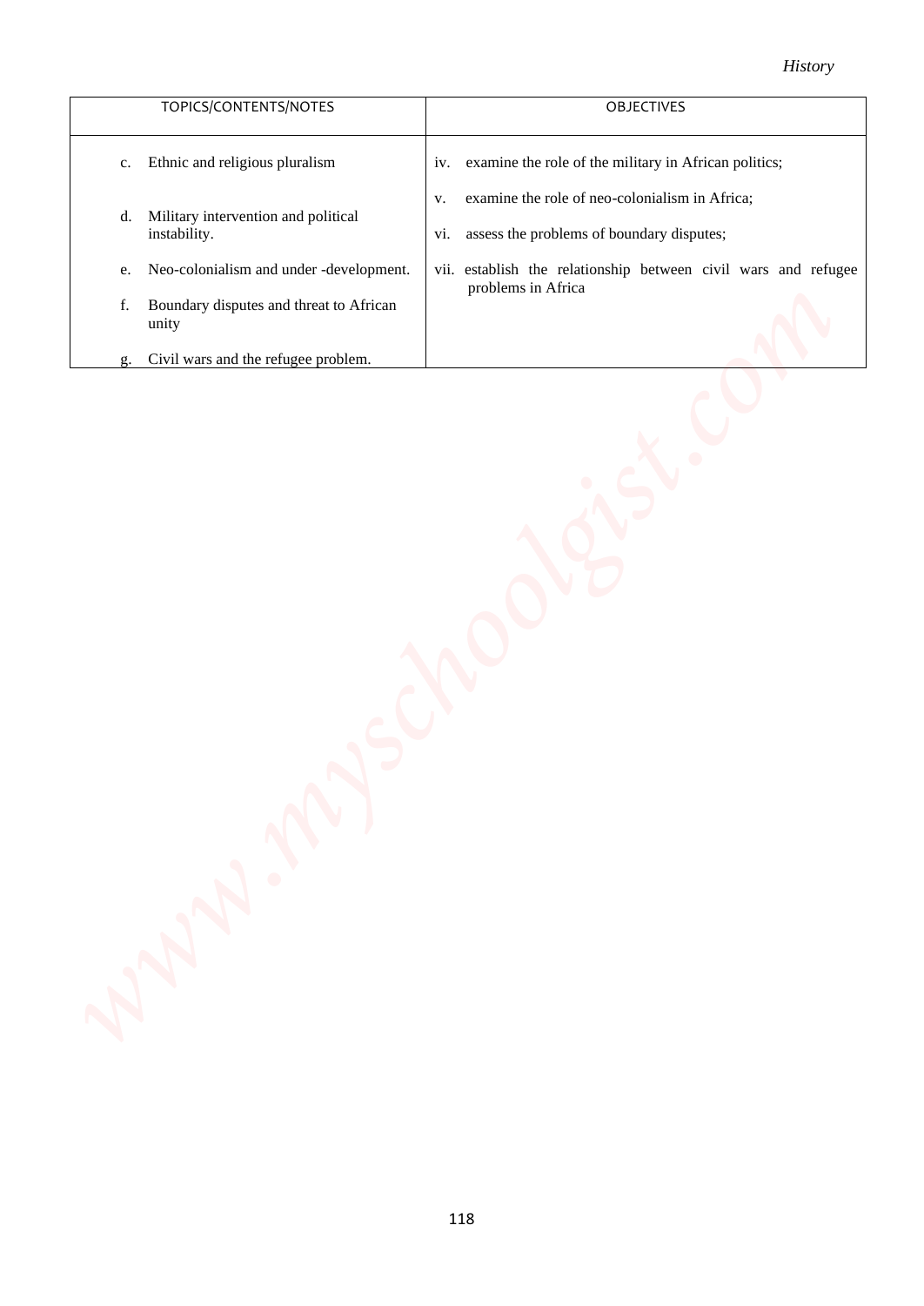| TOPICS/CONTENTS/NOTES | OBJECTIVES |
| --- | --- |
| c. Ethnic and religious pluralism<br><br>d. Military intervention and political instability.<br><br>e. Neo-colonialism and under -development.<br><br>f. Boundary disputes and threat to African unity<br><br>g. Civil wars and the refugee problem. | iv. examine the role of the military in African politics;<br><br>v. examine the role of neo-colonialism in Africa;<br><br>vi. assess the problems of boundary disputes;<br><br>vii. establish the relationship between civil wars and refugee problems in Africa |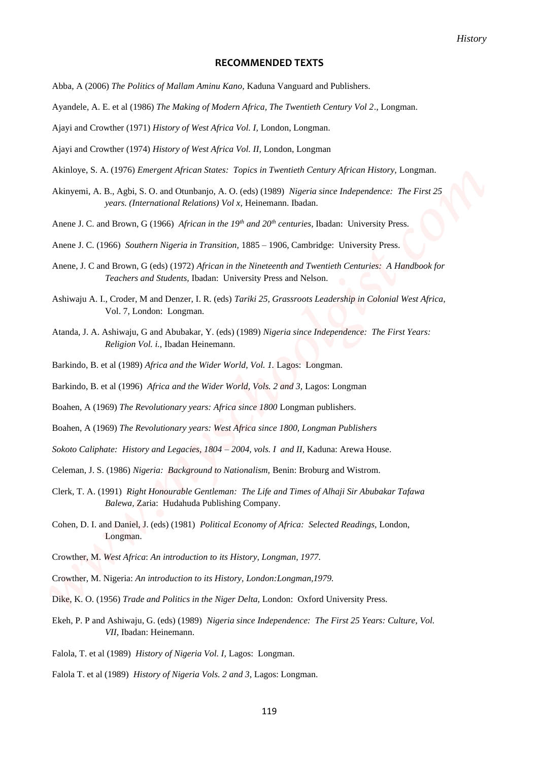## RECOMMENDED TEXTS

Abba, A (2006) *The Politics of Mallam Aminu Kano,* Kaduna Vanguard and Publishers.

Ayandele, A. E. et al (1986) *The Making of Modern Africa, The Twentieth Century Vol 2*., Longman.

Ajayi and Crowther (1971) *History of West Africa Vol. I,* London, Longman.

Ajayi and Crowther (1974) *History of West Africa Vol. II,* London, Longman

Akinloye, S. A. (1976) *Emergent African States: Topics in Twentieth Century African History,* Longman.

Akinyemi, A. B., Agbi, S. O. and Otunbanjo, A. O. (eds) (1989) *Nigeria since Independence: The First 25 years. (International Relations) Vol x,* Heinemann. Ibadan.

Anene J. C. and Brown, G (1966) *African in the 19th and 20th centuries,* Ibadan: University Press.

Anene J. C. (1966) *Southern Nigeria in Transition,* 1885 – 1906, Cambridge: University Press.

Anene, J. C and Brown, G (eds) (1972) *African in the Nineteenth and Twentieth Centuries: A Handbook for Teachers and Students,* Ibadan: University Press and Nelson.

Ashiwaju A. I., Croder, M and Denzer, I. R. (eds) *Tariki 25, Grassroots Leadership in Colonial West Africa,* Vol. 7, London: Longman.

Atanda, J. A. Ashiwaju, G and Abubakar, Y. (eds) (1989) *Nigeria since Independence: The First Years: Religion Vol. i.,* Ibadan Heinemann.

Barkindo, B. et al (1989) *Africa and the Wider World, Vol. 1.* Lagos: Longman.

Barkindo, B. et al (1996) *Africa and the Wider World, Vols. 2 and 3,* Lagos: Longman

Boahen, A (1969) *The Revolutionary years: Africa since 1800* Longman publishers.

Boahen, A (1969) *The Revolutionary years: West Africa since 1800, Longman Publishers*

*Sokoto Caliphate: History and Legacies, 1804 – 2004, vols. I and II*, Kaduna: Arewa House.

Celeman, J. S. (1986) *Nigeria: Background to Nationalism,* Benin: Broburg and Wistrom.

Clerk, T. A. (1991) *Right Honourable Gentleman: The Life and Times of Alhaji Sir Abubakar Tafawa Balewa,* Zaria: Hudahuda Publishing Company.

Cohen, D. I. and Daniel, J. (eds) (1981) *Political Economy of Africa: Selected Readings,* London, Longman.

Crowther, M. *West Africa*: *An introduction to its History, Longman, 1977.*

Crowther, M. Nigeria: *An introduction to its History, London:Longman,1979.*

Dike, K. O. (1956) *Trade and Politics in the Niger Delta,* London: Oxford University Press.

Ekeh, P. P and Ashiwaju, G. (eds) (1989) *Nigeria since Independence: The First 25 Years: Culture, Vol. VII,* Ibadan: Heinemann.

Falola, T. et al (1989) *History of Nigeria Vol. I,* Lagos: Longman.

Falola T. et al (1989) *History of Nigeria Vols. 2 and 3,* Lagos: Longman.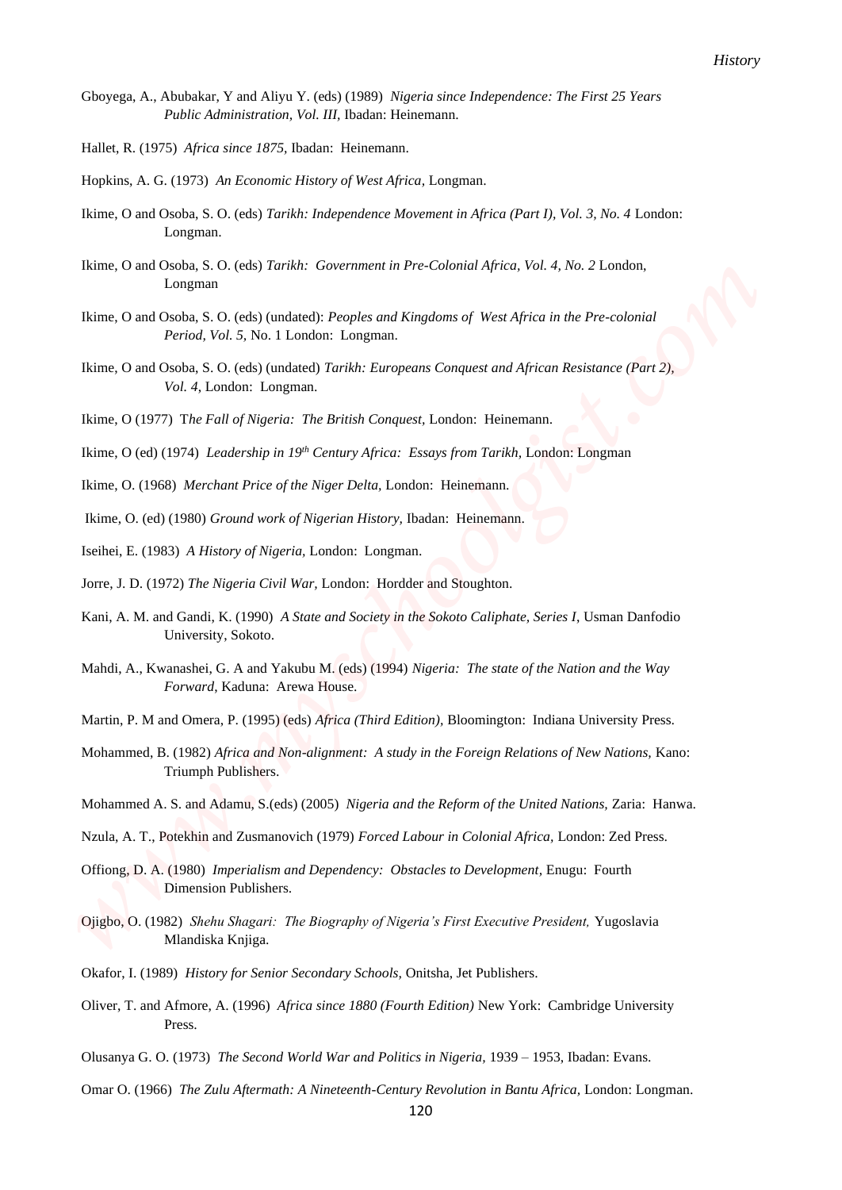Gboyega, A., Abubakar, Y and Aliyu Y. (eds) (1989) *Nigeria since Independence: The First 25 Years Public Administration, Vol. III*, Ibadan: Heinemann.

Hallet, R. (1975) *Africa since 1875*, Ibadan: Heinemann.

Hopkins, A. G. (1973) *An Economic History of West Africa*, Longman.

Ikime, O and Osoba, S. O. (eds) *Tarikh: Independence Movement in Africa (Part I), Vol. 3, No. 4* London: Longman.

Ikime, O and Osoba, S. O. (eds) *Tarikh: Government in Pre-Colonial Africa, Vol. 4, No. 2* London, Longman

Ikime, O and Osoba, S. O. (eds) (undated): *Peoples and Kingdoms of West Africa in the Pre-colonial Period, Vol. 5*, No. 1 London: Longman.

Ikime, O and Osoba, S. O. (eds) (undated) *Tarikh: Europeans Conquest and African Resistance (Part 2), Vol. 4*, London: Longman.

Ikime, O (1977) T*he Fall of Nigeria: The British Conquest*, London: Heinemann.

Ikime, O (ed) (1974) *Leadership in 19th Century Africa: Essays from Tarikh*, London: Longman

Ikime, O. (1968) *Merchant Price of the Niger Delta*, London: Heinemann.

Ikime, O. (ed) (1980) *Ground work of Nigerian History*, Ibadan: Heinemann.

Iseihei, E. (1983) *A History of Nigeria*, London: Longman.

Jorre, J. D. (1972) *The Nigeria Civil War*, London: Hordder and Stoughton.

Kani, A. M. and Gandi, K. (1990) *A State and Society in the Sokoto Caliphate, Series I*, Usman Danfodio University, Sokoto.

Mahdi, A., Kwanashei, G. A and Yakubu M. (eds) (1994) *Nigeria: The state of the Nation and the Way Forward*, Kaduna: Arewa House.

Martin, P. M and Omera, P. (1995) (eds) *Africa (Third Edition)*, Bloomington: Indiana University Press.

Mohammed, B. (1982) *Africa and Non-alignment: A study in the Foreign Relations of New Nations*, Kano: Triumph Publishers.

Mohammed A. S. and Adamu, S.(eds) (2005) *Nigeria and the Reform of the United Nations*, Zaria: Hanwa.

Nzula, A. T., Potekhin and Zusmanovich (1979) *Forced Labour in Colonial Africa*, London: Zed Press.

Offiong, D. A. (1980) *Imperialism and Dependency: Obstacles to Development*, Enugu: Fourth Dimension Publishers.

Ojigbo, O. (1982) *Shehu Shagari: The Biography of Nigeria's First Executive President*, Yugoslavia Mlandiska Knjiga.

Okafor, I. (1989) *History for Senior Secondary Schools*, Onitsha, Jet Publishers.

Oliver, T. and Afmore, A. (1996) *Africa since 1880 (Fourth Edition)* New York: Cambridge University Press.

Olusanya G. O. (1973) *The Second World War and Politics in Nigeria*, 1939 – 1953, Ibadan: Evans.

Omar O. (1966) *The Zulu Aftermath: A Nineteenth-Century Revolution in Bantu Africa*, London: Longman.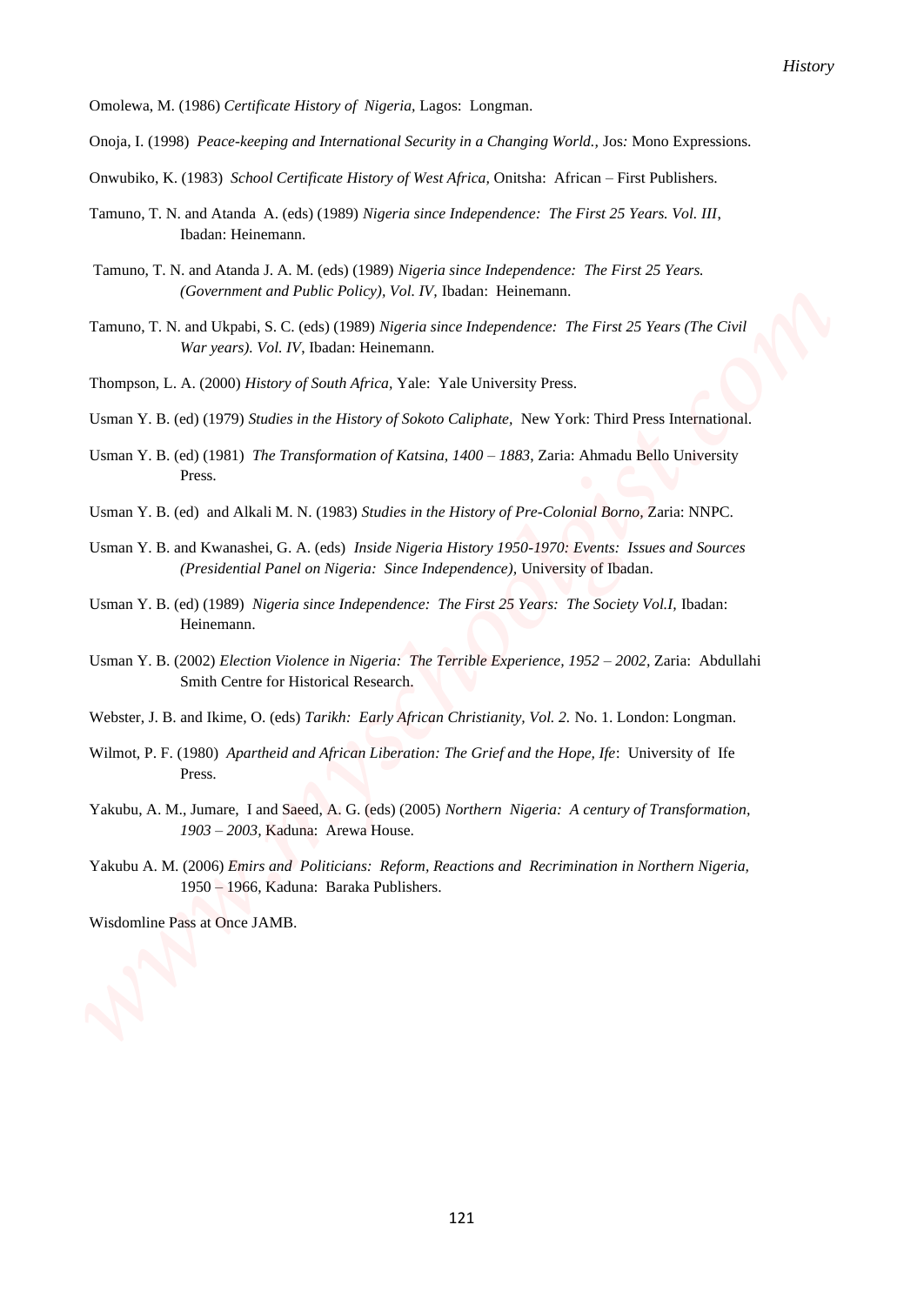Omolewa, M. (1986) *Certificate History of Nigeria*, Lagos: Longman.

Onoja, I. (1998) *Peace-keeping and International Security in a Changing World.,* Jos: Mono Expressions.

Onwubiko, K. (1983) *School Certificate History of West Africa*, Onitsha: African – First Publishers.

Tamuno, T. N. and Atanda A. (eds) (1989) *Nigeria since Independence: The First 25 Years. Vol. III*, Ibadan: Heinemann.

Tamuno, T. N. and Atanda J. A. M. (eds) (1989) *Nigeria since Independence: The First 25 Years. (Government and Public Policy), Vol. IV*, Ibadan: Heinemann.

Tamuno, T. N. and Ukpabi, S. C. (eds) (1989) *Nigeria since Independence: The First 25 Years (The Civil War years). Vol. IV*, Ibadan: Heinemann.

Thompson, L. A. (2000) *History of South Africa*, Yale: Yale University Press.

Usman Y. B. (ed) (1979) *Studies in the History of Sokoto Caliphate*, New York: Third Press International.

Usman Y. B. (ed) (1981) *The Transformation of Katsina, 1400 – 1883*, Zaria: Ahmadu Bello University Press.

Usman Y. B. (ed) and Alkali M. N. (1983) *Studies in the History of Pre-Colonial Borno*, Zaria: NNPC.

Usman Y. B. and Kwanashei, G. A. (eds) *Inside Nigeria History 1950-1970: Events: Issues and Sources (Presidential Panel on Nigeria: Since Independence)*, University of Ibadan.

Usman Y. B. (ed) (1989) *Nigeria since Independence: The First 25 Years: The Society Vol.I*, Ibadan: Heinemann.

Usman Y. B. (2002) *Election Violence in Nigeria: The Terrible Experience, 1952 – 2002*, Zaria: Abdullahi Smith Centre for Historical Research.

Webster, J. B. and Ikime, O. (eds) *Tarikh: Early African Christianity, Vol. 2.* No. 1. London: Longman.

Wilmot, P. F. (1980) *Apartheid and African Liberation: The Grief and the Hope, Ife*: University of Ife Press.

Yakubu, A. M., Jumare, I and Saeed, A. G. (eds) (2005) *Northern Nigeria: A century of Transformation, 1903 – 2003*, Kaduna: Arewa House.

Yakubu A. M. (2006) *Emirs and Politicians: Reform, Reactions and Recrimination in Northern Nigeria,* 1950 – 1966, Kaduna: Baraka Publishers.

Wisdomline Pass at Once JAMB.